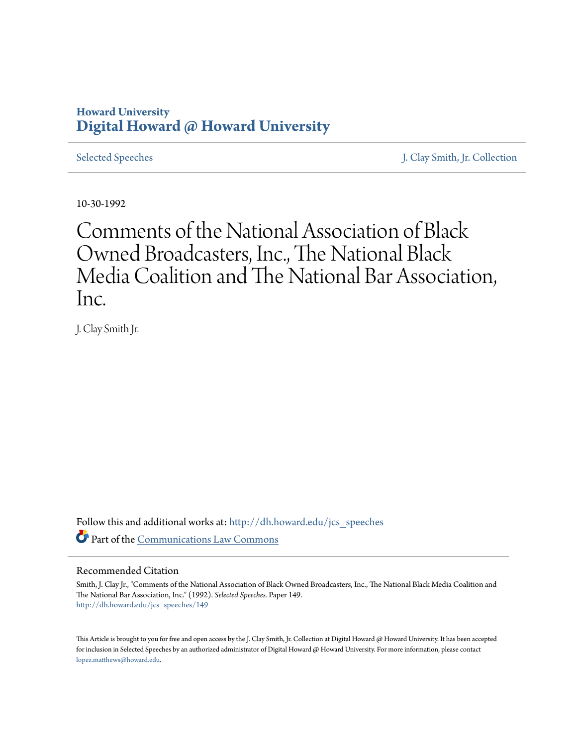Howard University
**Digital Howard @ Howard University**

Selected Speeches | J. Clay Smith, Jr. Collection

10-30-1992

# Comments of the National Association of Black Owned Broadcasters, Inc., The National Black Media Coalition and The National Bar Association, Inc.

J. Clay Smith Jr.

Follow this and additional works at: http://dh.howard.edu/jcs_speeches

Part of the Communications Law Commons

## Recommended Citation

Smith, J. Clay Jr., "Comments of the National Association of Black Owned Broadcasters, Inc., The National Black Media Coalition and The National Bar Association, Inc." (1992). *Selected Speeches.* Paper 149.
http://dh.howard.edu/jcs_speeches/149

This Article is brought to you for free and open access by the J. Clay Smith, Jr. Collection at Digital Howard @ Howard University. It has been accepted for inclusion in Selected Speeches by an authorized administrator of Digital Howard @ Howard University. For more information, please contact lopez.matthews@howard.edu.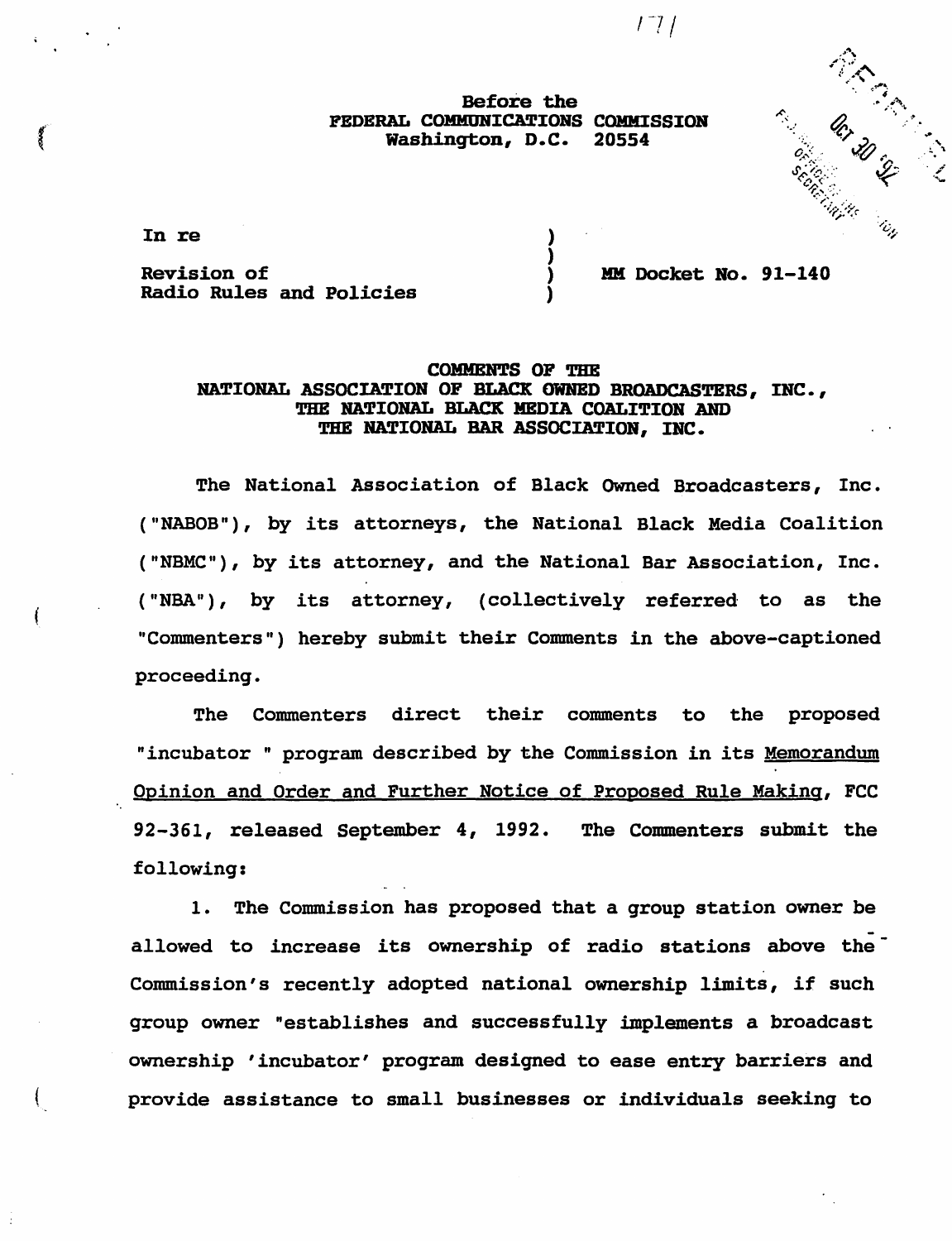Before the
FEDERAL COMMUNICATIONS COMMISSION
Washington, D.C. 20554

In re

Revision of Radio Rules and Policies ) MM Docket No. 91-140

## COMMENTS OF THE NATIONAL ASSOCIATION OF BLACK OWNED BROADCASTERS, INC., THE NATIONAL BLACK MEDIA COALITION AND THE NATIONAL BAR ASSOCIATION, INC.

The National Association of Black Owned Broadcasters, Inc. ("NABOB"), by its attorneys, the National Black Media Coalition ("NBMC"), by its attorney, and the National Bar Association, Inc. ("NBA"), by its attorney, (collectively referred to as the "Commenters") hereby submit their Comments in the above-captioned proceeding.

The Commenters direct their comments to the proposed "incubator " program described by the Commission in its Memorandum Opinion and Order and Further Notice of Proposed Rule Making, FCC 92-361, released September 4, 1992. The Commenters submit the following:

1. The Commission has proposed that a group station owner be allowed to increase its ownership of radio stations above the Commission's recently adopted national ownership limits, if such group owner "establishes and successfully implements a broadcast ownership 'incubator' program designed to ease entry barriers and provide assistance to small businesses or individuals seeking to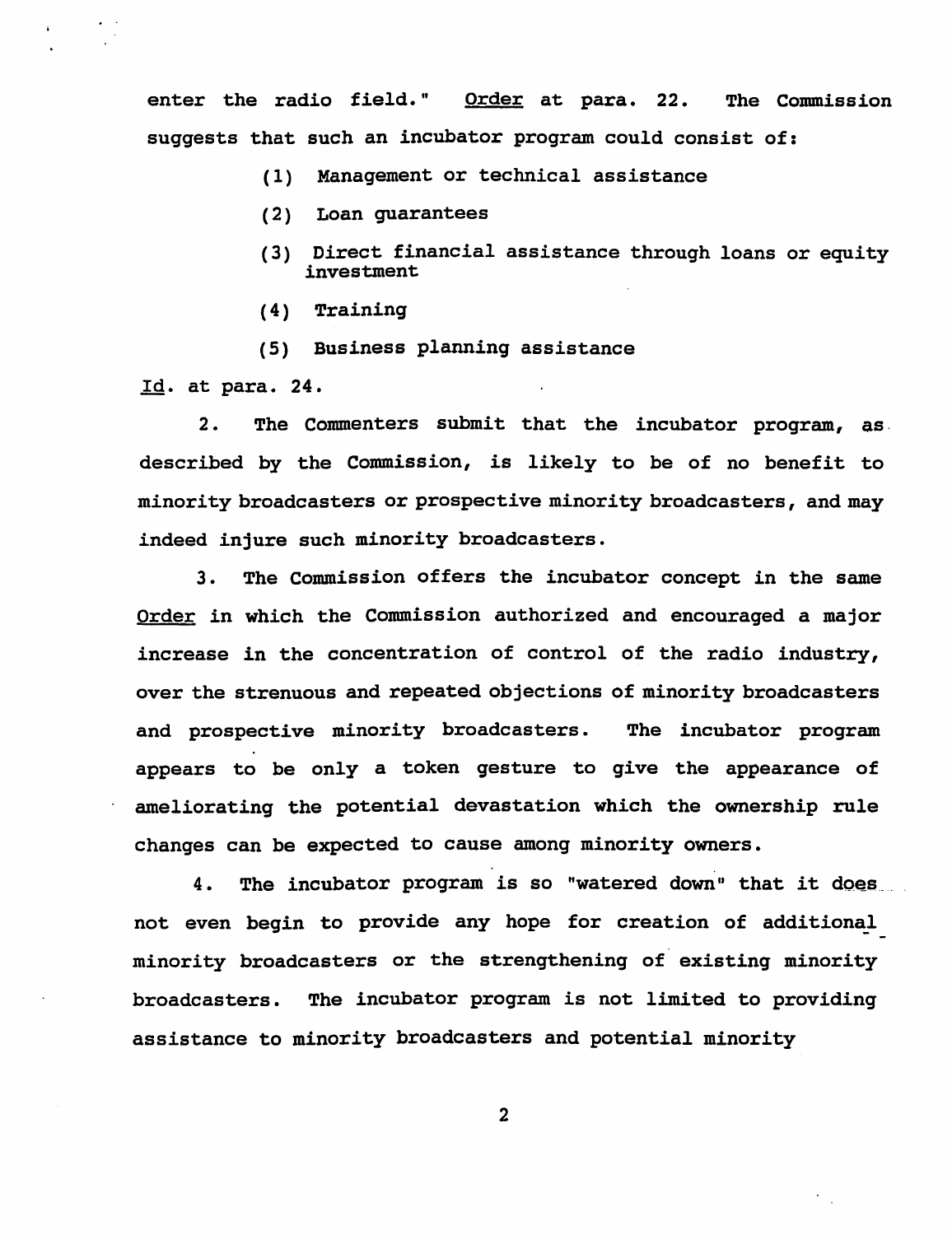enter the radio field." <u>Order</u> at para. 22. The Commission suggests that such an incubator program could consist of:

(1) Management or technical assistance

(2) Loan guarantees

(3) Direct financial assistance through loans or equity investment

(4) Training

(5) Business planning assistance

<u>Id</u>. at para. 24.

2. The Commenters submit that the incubator program, as described by the Commission, is likely to be of no benefit to minority broadcasters or prospective minority broadcasters, and may indeed injure such minority broadcasters.

3. The Commission offers the incubator concept in the same <u>Order</u> in which the Commission authorized and encouraged a major increase in the concentration of control of the radio industry, over the strenuous and repeated objections of minority broadcasters and prospective minority broadcasters. The incubator program appears to be only a token gesture to give the appearance of ameliorating the potential devastation which the ownership rule changes can be expected to cause among minority owners.

4. The incubator program is so "watered down" that it does not even begin to provide any hope for creation of additional minority broadcasters or the strengthening of existing minority broadcasters. The incubator program is not limited to providing assistance to minority broadcasters and potential minority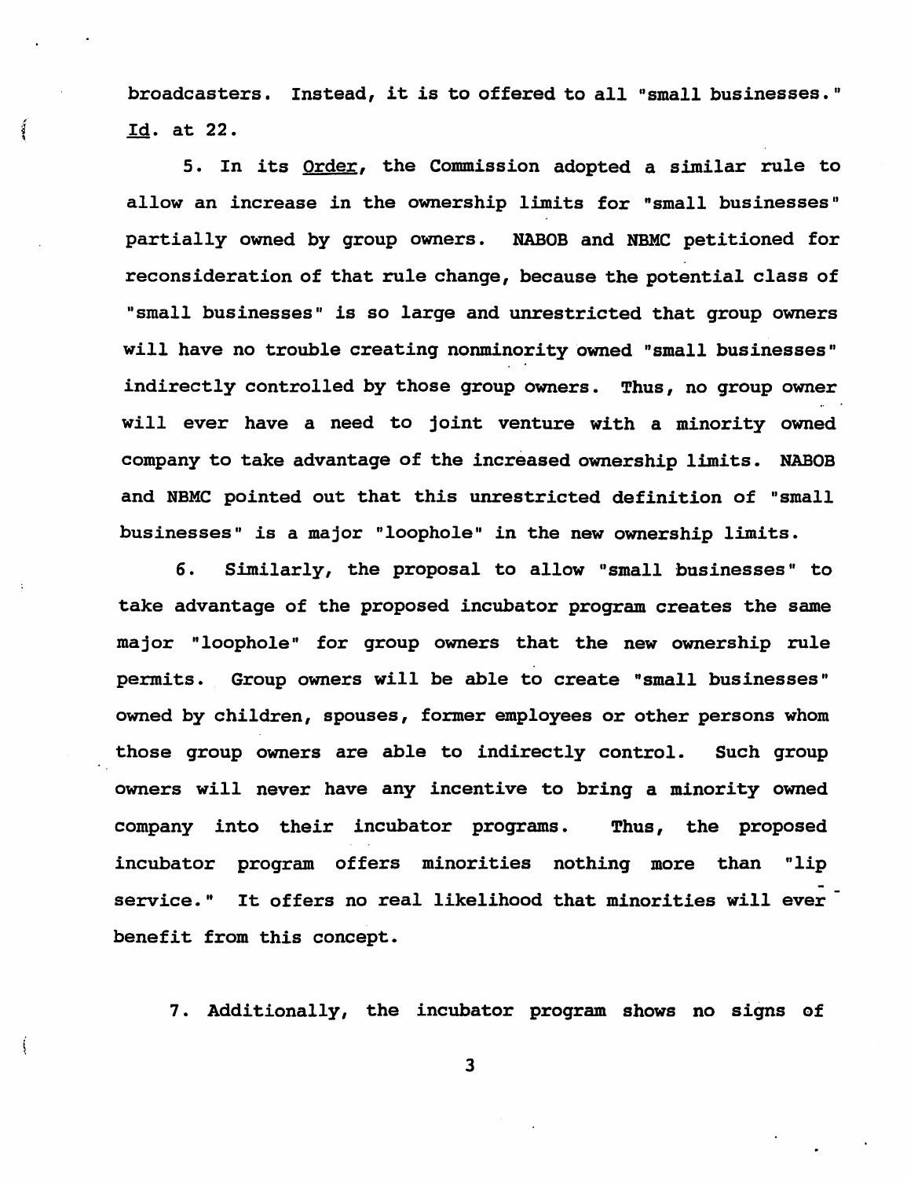broadcasters. Instead, it is to offered to all "small businesses." Id. at 22.

5. In its Order, the Commission adopted a similar rule to allow an increase in the ownership limits for "small businesses" partially owned by group owners. NABOB and NBMC petitioned for reconsideration of that rule change, because the potential class of "small businesses" is so large and unrestricted that group owners will have no trouble creating nonminority owned "small businesses" indirectly controlled by those group owners. Thus, no group owner will ever have a need to joint venture with a minority owned company to take advantage of the increased ownership limits. NABOB and NBMC pointed out that this unrestricted definition of "small businesses" is a major "loophole" in the new ownership limits.

6. Similarly, the proposal to allow "small businesses" to take advantage of the proposed incubator program creates the same major "loophole" for group owners that the new ownership rule permits. Group owners will be able to create "small businesses" owned by children, spouses, former employees or other persons whom those group owners are able to indirectly control. Such group owners will never have any incentive to bring a minority owned company into their incubator programs. Thus, the proposed incubator program offers minorities nothing more than "lip service." It offers no real likelihood that minorities will ever benefit from this concept.

7. Additionally, the incubator program shows no signs of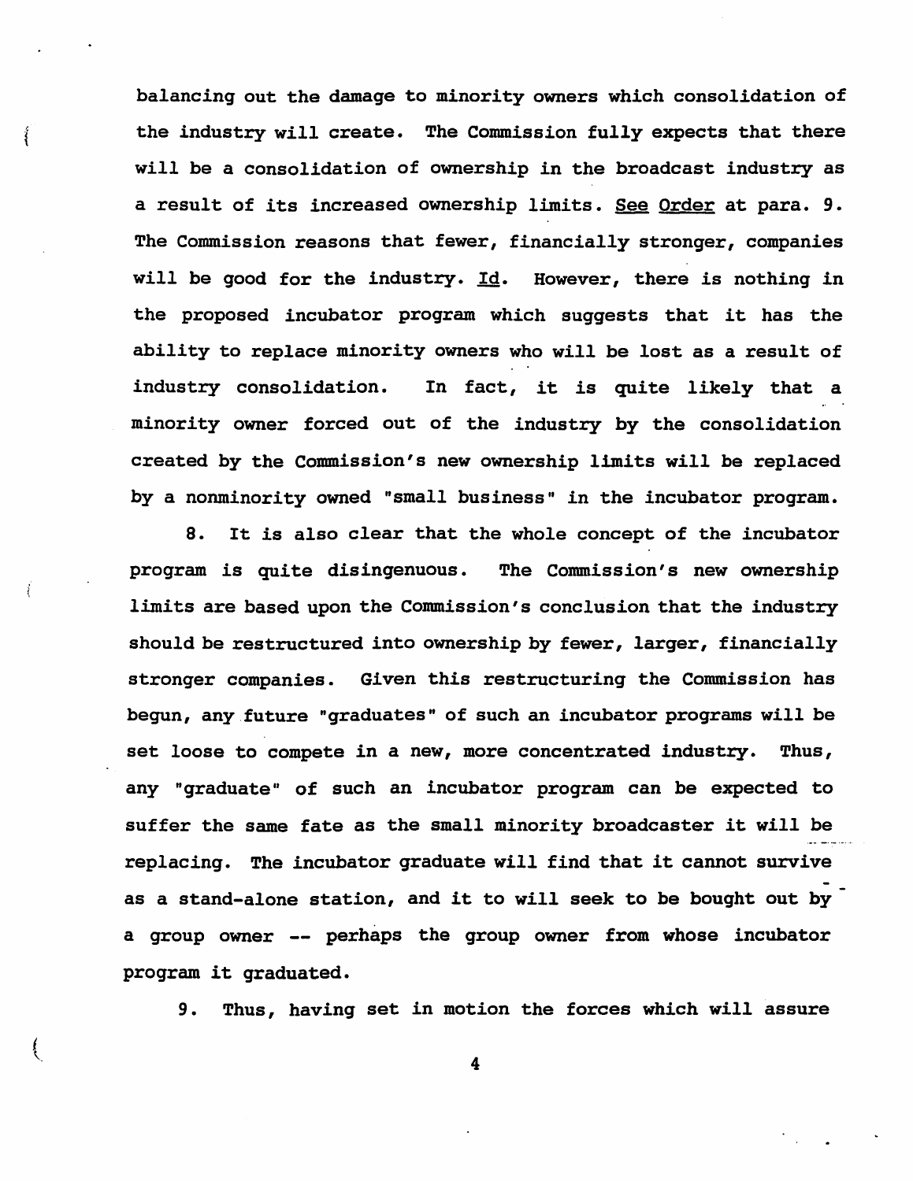balancing out the damage to minority owners which consolidation of the industry will create. The Commission fully expects that there will be a consolidation of ownership in the broadcast industry as a result of its increased ownership limits. See Order at para. 9. The Commission reasons that fewer, financially stronger, companies will be good for the industry. Id. However, there is nothing in the proposed incubator program which suggests that it has the ability to replace minority owners who will be lost as a result of industry consolidation. In fact, it is quite likely that a minority owner forced out of the industry by the consolidation created by the Commission's new ownership limits will be replaced by a nonminority owned "small business" in the incubator program.

8. It is also clear that the whole concept of the incubator program is quite disingenuous. The Commission's new ownership limits are based upon the Commission's conclusion that the industry should be restructured into ownership by fewer, larger, financially stronger companies. Given this restructuring the Commission has begun, any future "graduates" of such an incubator programs will be set loose to compete in a new, more concentrated industry. Thus, any "graduate" of such an incubator program can be expected to suffer the same fate as the small minority broadcaster it will be replacing. The incubator graduate will find that it cannot survive as a stand-alone station, and it to will seek to be bought out by a group owner -- perhaps the group owner from whose incubator program it graduated.

9. Thus, having set in motion the forces which will assure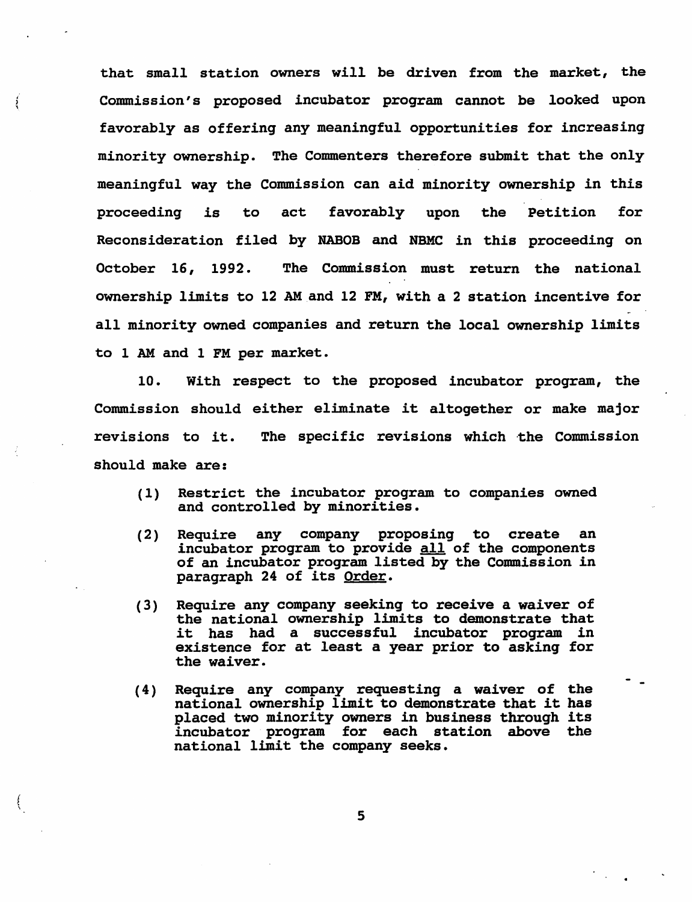that small station owners will be driven from the market, the Commission's proposed incubator program cannot be looked upon favorably as offering any meaningful opportunities for increasing minority ownership. The Commenters therefore submit that the only meaningful way the Commission can aid minority ownership in this proceeding is to act favorably upon the Petition for Reconsideration filed by NABOB and NBMC in this proceeding on October 16, 1992. The Commission must return the national ownership limits to 12 AM and 12 FM, with a 2 station incentive for all minority owned companies and return the local ownership limits to 1 AM and 1 FM per market.

10. With respect to the proposed incubator program, the Commission should either eliminate it altogether or make major revisions to it. The specific revisions which the Commission should make are:

(1) Restrict the incubator program to companies owned and controlled by minorities.

(2) Require any company proposing to create an incubator program to provide <u>all</u> of the components of an incubator program listed by the Commission in paragraph 24 of its <u>Order</u>.

(3) Require any company seeking to receive a waiver of the national ownership limits to demonstrate that it has had a successful incubator program in existence for at least a year prior to asking for the waiver.

(4) Require any company requesting a waiver of the national ownership limit to demonstrate that it has placed two minority owners in business through its incubator program for each station above the national limit the company seeks.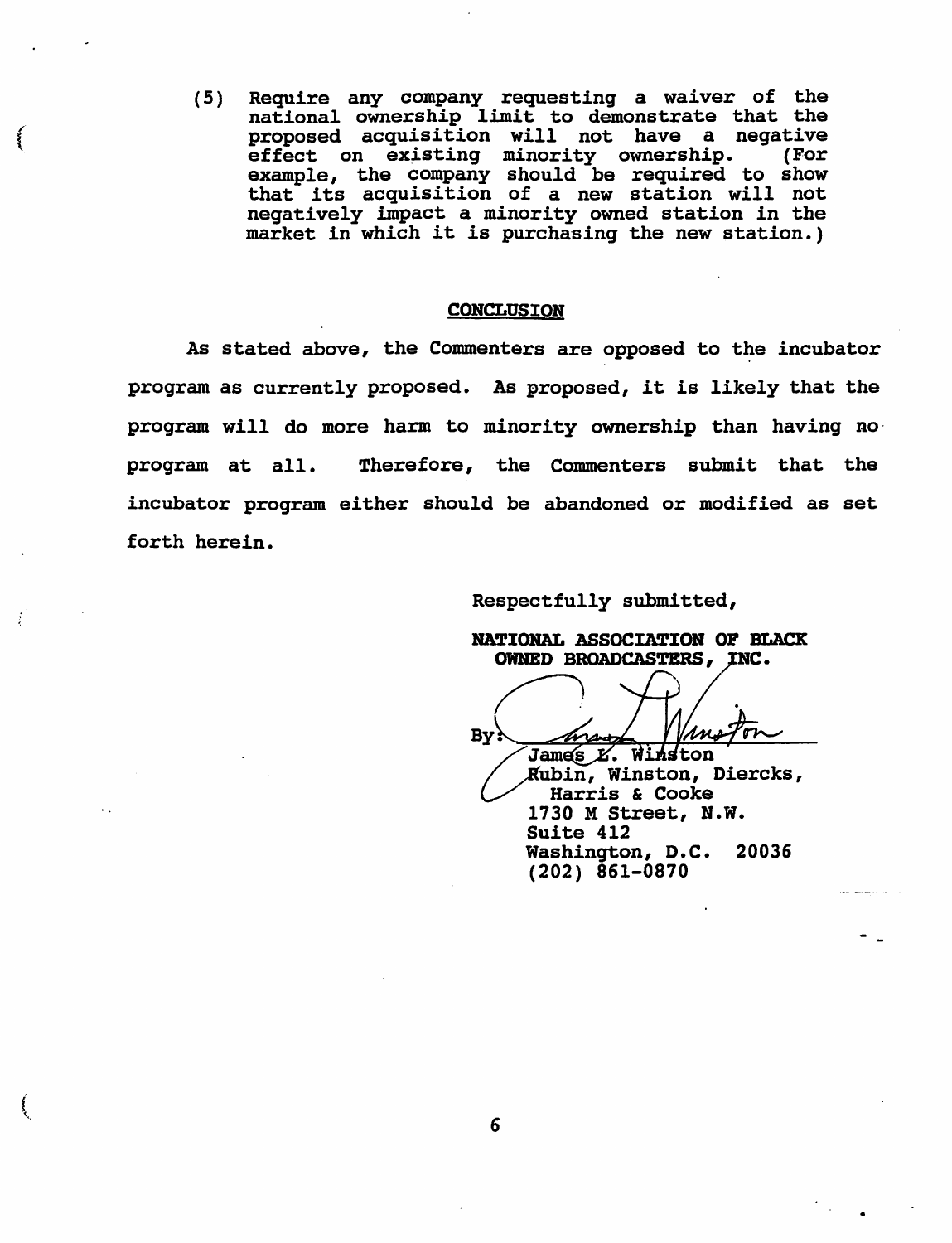(5) Require any company requesting a waiver of the national ownership limit to demonstrate that the proposed acquisition will not have a negative effect on existing minority ownership. (For example, the company should be required to show that its acquisition of a new station will not negatively impact a minority owned station in the market in which it is purchasing the new station.)

## CONCLUSION

As stated above, the Commenters are opposed to the incubator program as currently proposed. As proposed, it is likely that the program will do more harm to minority ownership than having no program at all. Therefore, the Commenters submit that the incubator program either should be abandoned or modified as set forth herein.

Respectfully submitted,

**NATIONAL ASSOCIATION OF BLACK OWNED BROADCASTERS, INC.**

By: James L. Winston
Rubin, Winston, Diercks, Harris & Cooke
1730 M Street, N.W.
Suite 412
Washington, D.C. 20036
(202) 861-0870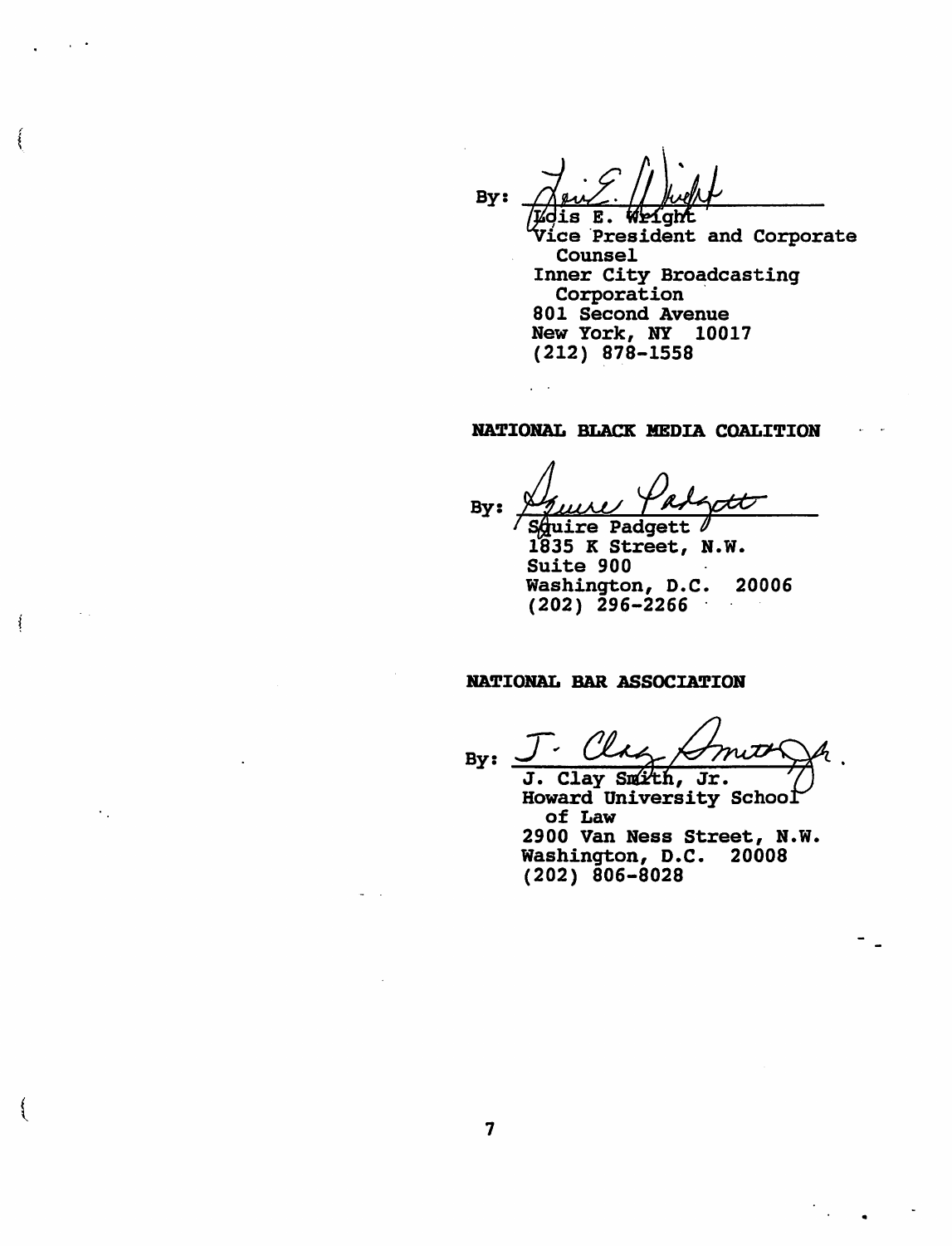By: ______________________
Lois E. Wright
Vice President and Corporate Counsel
Inner City Broadcasting Corporation
801 Second Avenue
New York, NY 10017
(212) 878-1558

**NATIONAL BLACK MEDIA COALITION**

By: ______________________
Squire Padgett
1835 K Street, N.W.
Suite 900
Washington, D.C. 20006
(202) 296-2266

**NATIONAL BAR ASSOCIATION**

By: ______________________
J. Clay Smith, Jr.
Howard University School of Law
2900 Van Ness Street, N.W.
Washington, D.C. 20008
(202) 806-8028